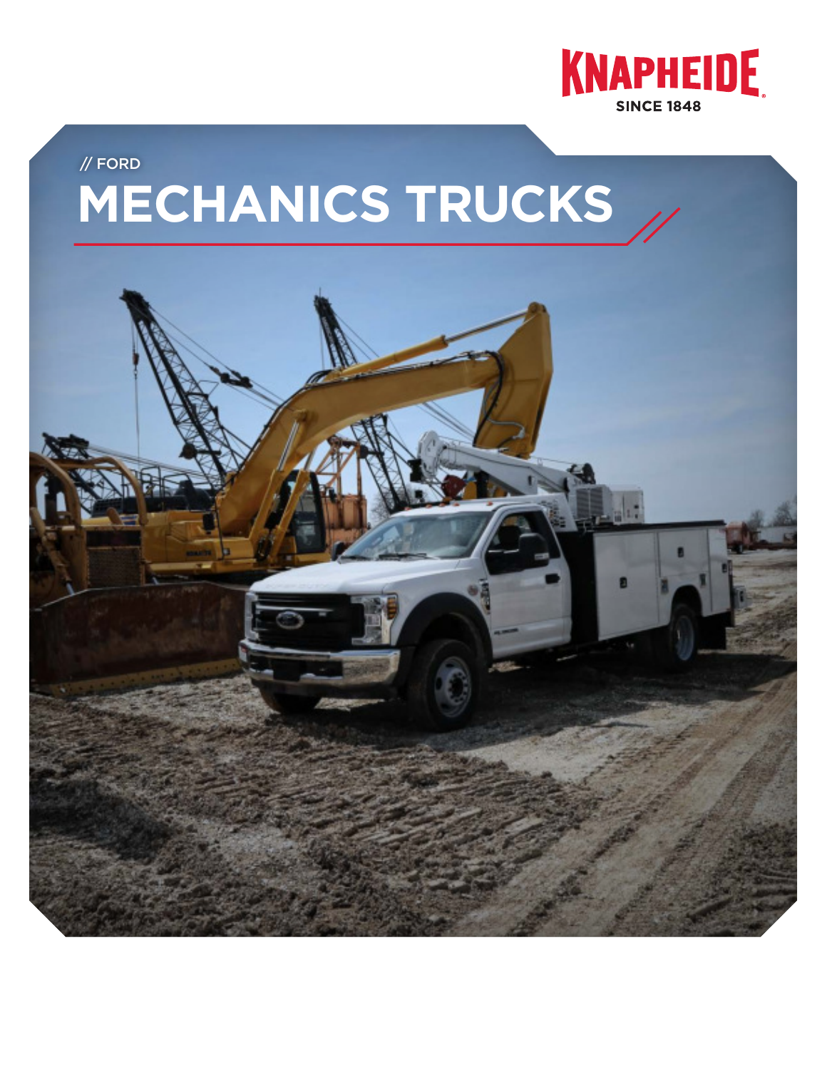KNAPHEIDE
SINCE 1848

// FORD

# MECHANICS TRUCKS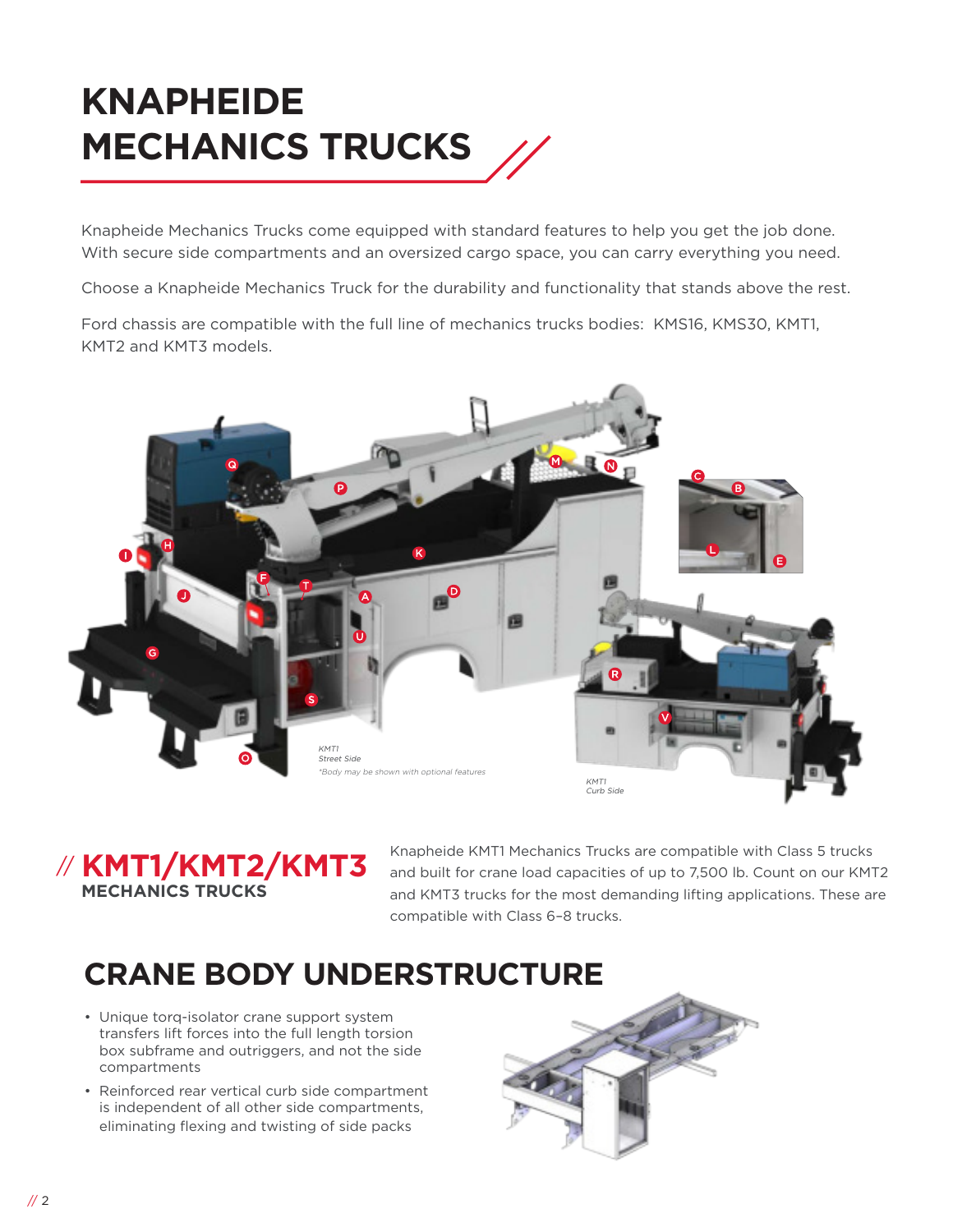# KNAPHEIDE MECHANICS TRUCKS

Knapheide Mechanics Trucks come equipped with standard features to help you get the job done. With secure side compartments and an oversized cargo space, you can carry everything you need.

Choose a Knapheide Mechanics Truck for the durability and functionality that stands above the rest.

Ford chassis are compatible with the full line of mechanics trucks bodies: KMS16, KMS30, KMT1, KMT2 and KMT3 models.

*KMT1*
*Street Side*
*\*Body may be shown with optional features*

*KMT1*
*Curb Side*

## // KMT1/KMT2/KMT3 MECHANICS TRUCKS

Knapheide KMT1 Mechanics Trucks are compatible with Class 5 trucks and built for crane load capacities of up to 7,500 lb. Count on our KMT2 and KMT3 trucks for the most demanding lifting applications. These are compatible with Class 6–8 trucks.

## CRANE BODY UNDERSTRUCTURE

- Unique torq-isolator crane support system transfers lift forces into the full length torsion box subframe and outriggers, and not the side compartments
- Reinforced rear vertical curb side compartment is independent of all other side compartments, eliminating flexing and twisting of side packs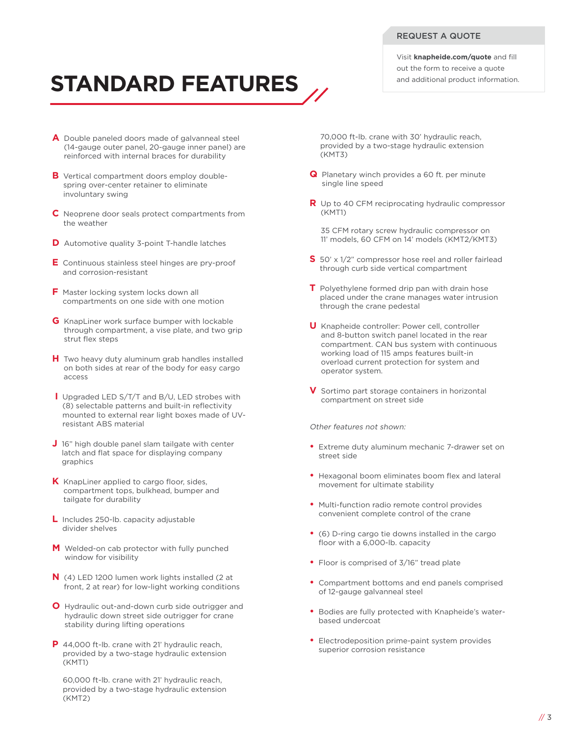## REQUEST A QUOTE

Visit **knapheide.com/quote** and fill out the form to receive a quote and additional product information.

# STANDARD FEATURES

**A** Double paneled doors made of galvanneal steel (14-gauge outer panel, 20-gauge inner panel) are reinforced with internal braces for durability

**B** Vertical compartment doors employ double-spring over-center retainer to eliminate involuntary swing

**C** Neoprene door seals protect compartments from the weather

**D** Automotive quality 3-point T-handle latches

**E** Continuous stainless steel hinges are pry-proof and corrosion-resistant

**F** Master locking system locks down all compartments on one side with one motion

**G** KnapLiner work surface bumper with lockable through compartment, a vise plate, and two grip strut flex steps

**H** Two heavy duty aluminum grab handles installed on both sides at rear of the body for easy cargo access

**I** Upgraded LED S/T/T and B/U, LED strobes with (8) selectable patterns and built-in reflectivity mounted to external rear light boxes made of UV-resistant ABS material

**J** 16" high double panel slam tailgate with center latch and flat space for displaying company graphics

**K** KnapLiner applied to cargo floor, sides, compartment tops, bulkhead, bumper and tailgate for durability

**L** Includes 250-lb. capacity adjustable divider shelves

**M** Welded-on cab protector with fully punched window for visibility

**N** (4) LED 1200 lumen work lights installed (2 at front, 2 at rear) for low-light working conditions

**O** Hydraulic out-and-down curb side outrigger and hydraulic down street side outrigger for crane stability during lifting operations

**P** 44,000 ft-lb. crane with 21' hydraulic reach, provided by a two-stage hydraulic extension (KMT1)

60,000 ft-lb. crane with 21' hydraulic reach, provided by a two-stage hydraulic extension (KMT2)

70,000 ft-lb. crane with 30' hydraulic reach, provided by a two-stage hydraulic extension (KMT3)

**Q** Planetary winch provides a 60 ft. per minute single line speed

**R** Up to 40 CFM reciprocating hydraulic compressor (KMT1)

35 CFM rotary screw hydraulic compressor on 11' models, 60 CFM on 14' models (KMT2/KMT3)

**S** 50' x 1/2" compressor hose reel and roller fairlead through curb side vertical compartment

**T** Polyethylene formed drip pan with drain hose placed under the crane manages water intrusion through the crane pedestal

**U** Knapheide controller: Power cell, controller and 8-button switch panel located in the rear compartment. CAN bus system with continuous working load of 115 amps features built-in overload current protection for system and operator system.

**V** Sortimo part storage containers in horizontal compartment on street side

*Other features not shown:*

- Extreme duty aluminum mechanic 7-drawer set on street side
- Hexagonal boom eliminates boom flex and lateral movement for ultimate stability
- Multi-function radio remote control provides convenient complete control of the crane
- (6) D-ring cargo tie downs installed in the cargo floor with a 6,000-lb. capacity
- Floor is comprised of 3/16" tread plate
- Compartment bottoms and end panels comprised of 12-gauge galvanneal steel
- Bodies are fully protected with Knapheide's water-based undercoat
- Electrodeposition prime-paint system provides superior corrosion resistance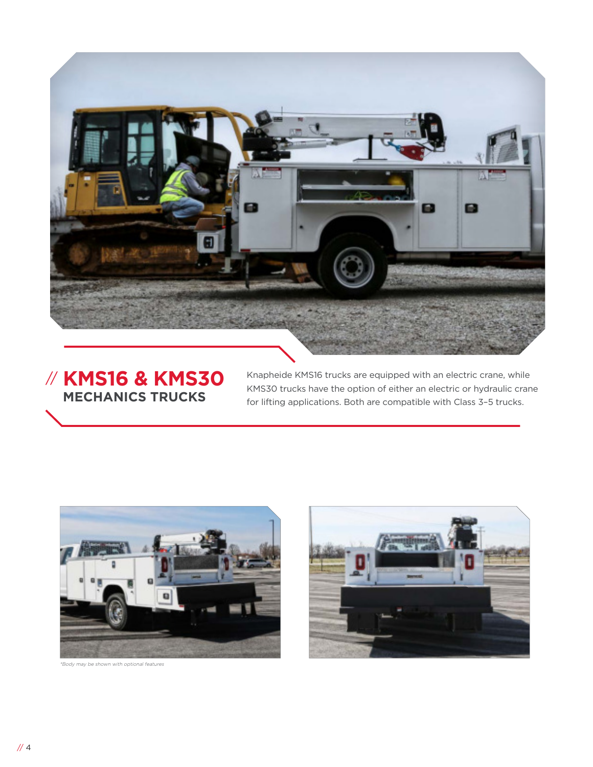# // KMS16 & KMS30 MECHANICS TRUCKS

Knapheide KMS16 trucks are equipped with an electric crane, while KMS30 trucks have the option of either an electric or hydraulic crane for lifting applications. Both are compatible with Class 3–5 trucks.

*Body may be shown with optional features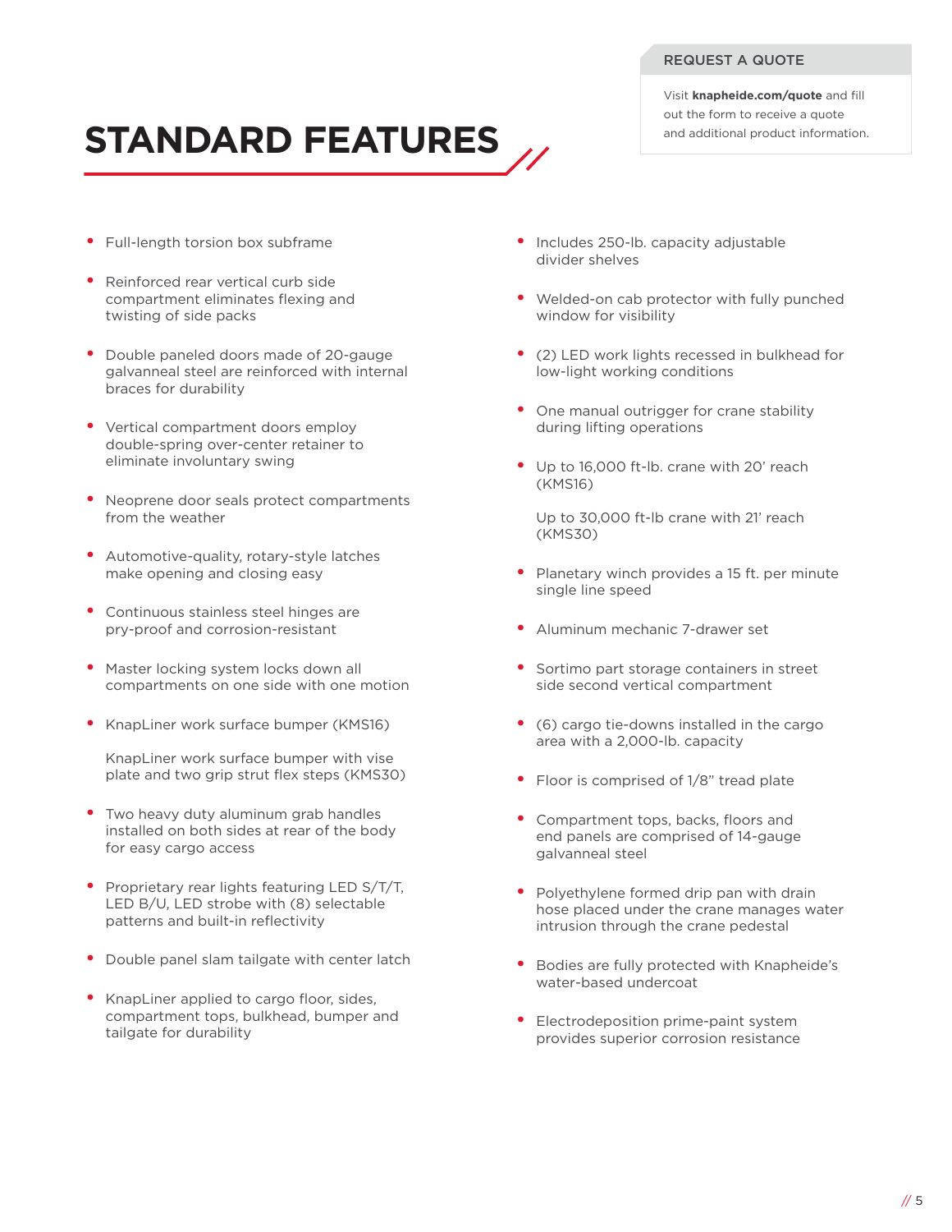## REQUEST A QUOTE

Visit **knapheide.com/quote** and fill out the form to receive a quote and additional product information.

# STANDARD FEATURES

- Full-length torsion box subframe
- Reinforced rear vertical curb side compartment eliminates flexing and twisting of side packs
- Double paneled doors made of 20-gauge galvanneal steel are reinforced with internal braces for durability
- Vertical compartment doors employ double-spring over-center retainer to eliminate involuntary swing
- Neoprene door seals protect compartments from the weather
- Automotive-quality, rotary-style latches make opening and closing easy
- Continuous stainless steel hinges are pry-proof and corrosion-resistant
- Master locking system locks down all compartments on one side with one motion
- KnapLiner work surface bumper (KMS16)

  KnapLiner work surface bumper with vise plate and two grip strut flex steps (KMS30)
- Two heavy duty aluminum grab handles installed on both sides at rear of the body for easy cargo access
- Proprietary rear lights featuring LED S/T/T, LED B/U, LED strobe with (8) selectable patterns and built-in reflectivity
- Double panel slam tailgate with center latch
- KnapLiner applied to cargo floor, sides, compartment tops, bulkhead, bumper and tailgate for durability
- Includes 250-lb. capacity adjustable divider shelves
- Welded-on cab protector with fully punched window for visibility
- (2) LED work lights recessed in bulkhead for low-light working conditions
- One manual outrigger for crane stability during lifting operations
- Up to 16,000 ft-lb. crane with 20' reach (KMS16)

  Up to 30,000 ft-lb crane with 21' reach (KMS30)
- Planetary winch provides a 15 ft. per minute single line speed
- Aluminum mechanic 7-drawer set
- Sortimo part storage containers in street side second vertical compartment
- (6) cargo tie-downs installed in the cargo area with a 2,000-lb. capacity
- Floor is comprised of 1/8" tread plate
- Compartment tops, backs, floors and end panels are comprised of 14-gauge galvanneal steel
- Polyethylene formed drip pan with drain hose placed under the crane manages water intrusion through the crane pedestal
- Bodies are fully protected with Knapheide's water-based undercoat
- Electrodeposition prime-paint system provides superior corrosion resistance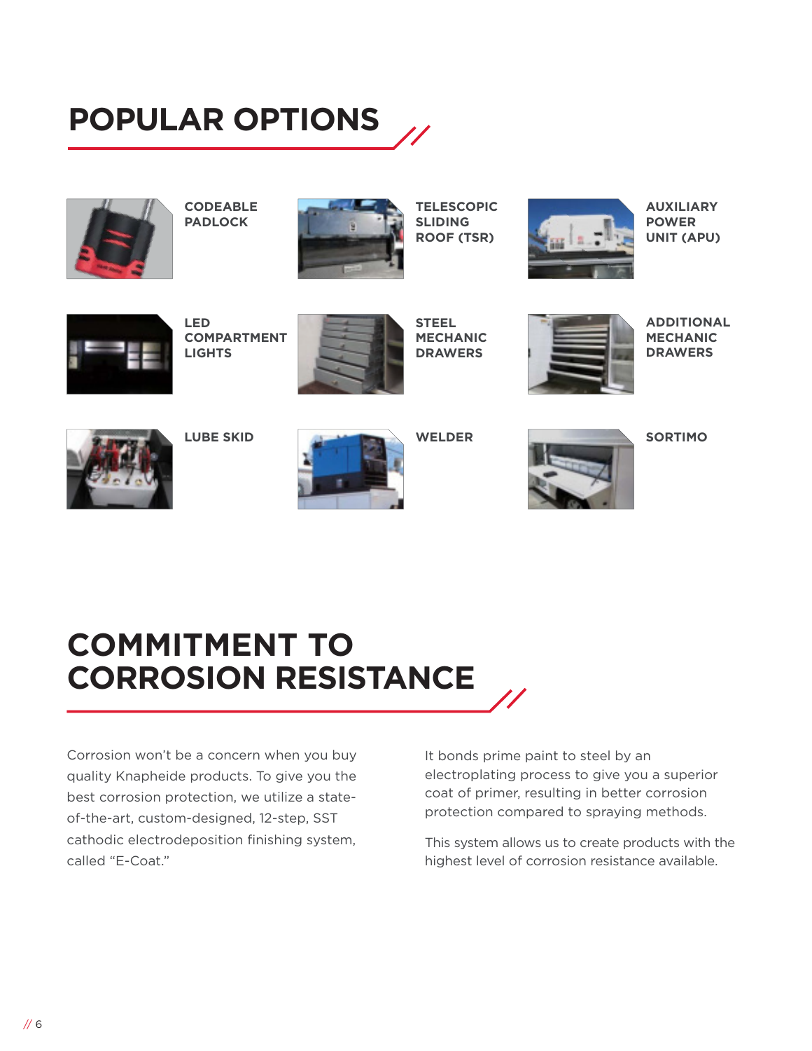# POPULAR OPTIONS

- CODEABLE PADLOCK
- TELESCOPIC SLIDING ROOF (TSR)
- AUXILIARY POWER UNIT (APU)
- LED COMPARTMENT LIGHTS
- STEEL MECHANIC DRAWERS
- ADDITIONAL MECHANIC DRAWERS
- LUBE SKID
- WELDER
- SORTIMO

# COMMITMENT TO CORROSION RESISTANCE

Corrosion won't be a concern when you buy quality Knapheide products. To give you the best corrosion protection, we utilize a state-of-the-art, custom-designed, 12-step, SST cathodic electrodeposition finishing system, called "E-Coat."

It bonds prime paint to steel by an electroplating process to give you a superior coat of primer, resulting in better corrosion protection compared to spraying methods.

This system allows us to create products with the highest level of corrosion resistance available.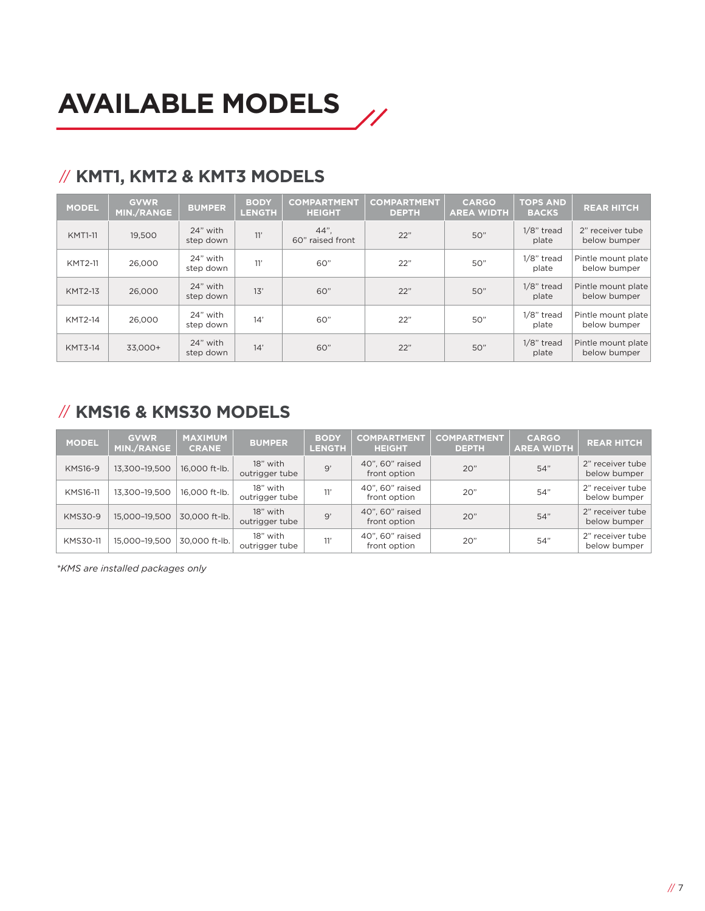# AVAILABLE MODELS

## // KMT1, KMT2 & KMT3 MODELS

| MODEL | GVWR MIN./RANGE | BUMPER | BODY LENGTH | COMPARTMENT HEIGHT | COMPARTMENT DEPTH | CARGO AREA WIDTH | TOPS AND BACKS | REAR HITCH |
|---|---|---|---|---|---|---|---|---|
| KMT1-11 | 19,500 | 24" with step down | 11' | 44", 60" raised front | 22" | 50" | 1/8" tread plate | 2" receiver tube below bumper |
| KMT2-11 | 26,000 | 24" with step down | 11' | 60" | 22" | 50" | 1/8" tread plate | Pintle mount plate below bumper |
| KMT2-13 | 26,000 | 24" with step down | 13' | 60" | 22" | 50" | 1/8" tread plate | Pintle mount plate below bumper |
| KMT2-14 | 26,000 | 24" with step down | 14' | 60" | 22" | 50" | 1/8" tread plate | Pintle mount plate below bumper |
| KMT3-14 | 33,000+ | 24" with step down | 14' | 60" | 22" | 50" | 1/8" tread plate | Pintle mount plate below bumper |

## // KMS16 & KMS30 MODELS

| MODEL | GVWR MIN./RANGE | MAXIMUM CRANE | BUMPER | BODY LENGTH | COMPARTMENT HEIGHT | COMPARTMENT DEPTH | CARGO AREA WIDTH | REAR HITCH |
|---|---|---|---|---|---|---|---|---|
| KMS16-9 | 13,300–19,500 | 16,000 ft-lb. | 18" with outrigger tube | 9' | 40", 60" raised front option | 20" | 54" | 2" receiver tube below bumper |
| KMS16-11 | 13,300–19,500 | 16,000 ft-lb. | 18" with outrigger tube | 11' | 40", 60" raised front option | 20" | 54" | 2" receiver tube below bumper |
| KMS30-9 | 15,000–19,500 | 30,000 ft-lb. | 18" with outrigger tube | 9' | 40", 60" raised front option | 20" | 54" | 2" receiver tube below bumper |
| KMS30-11 | 15,000–19,500 | 30,000 ft-lb. | 18" with outrigger tube | 11' | 40", 60" raised front option | 20" | 54" | 2" receiver tube below bumper |

*\*KMS are installed packages only*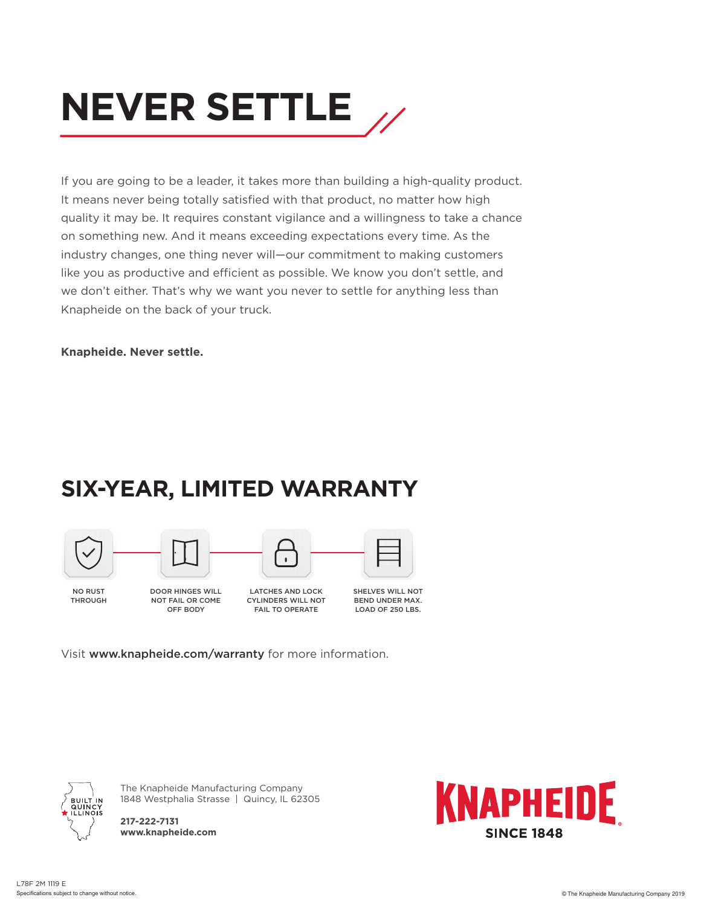# NEVER SETTLE

If you are going to be a leader, it takes more than building a high-quality product. It means never being totally satisfied with that product, no matter how high quality it may be. It requires constant vigilance and a willingness to take a chance on something new. And it means exceeding expectations every time. As the industry changes, one thing never will—our commitment to making customers like you as productive and efficient as possible. We know you don't settle, and we don't either. That's why we want you never to settle for anything less than Knapheide on the back of your truck.

**Knapheide. Never settle.**

## SIX-YEAR, LIMITED WARRANTY

NO RUST THROUGH

DOOR HINGES WILL NOT FAIL OR COME OFF BODY

LATCHES AND LOCK CYLINDERS WILL NOT FAIL TO OPERATE

SHELVES WILL NOT BEND UNDER MAX. LOAD OF 250 LBS.

Visit **www.knapheide.com/warranty** for more information.

BUILT IN QUINCY ILLINOIS

The Knapheide Manufacturing Company
1848 Westphalia Strasse | Quincy, IL 62305

**217-222-7131**
**www.knapheide.com**

KNAPHEIDE®
SINCE 1848

L78F 2M 1119 E
Specifications subject to change without notice.

© The Knapheide Manufacturing Company 2019